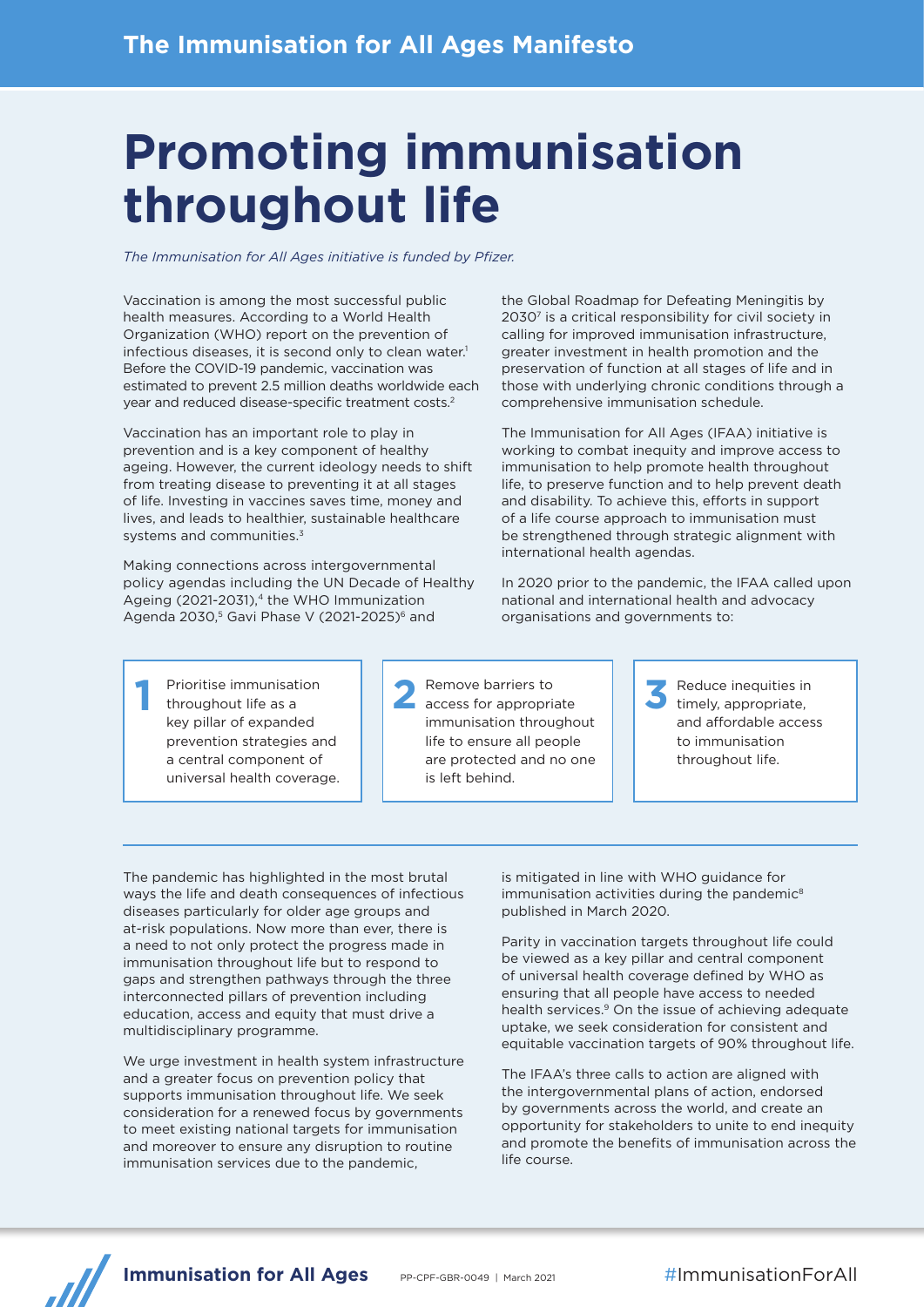# Promoting immunisation throughout life

*The Immunisation for All Ages initiative is funded by Pfizer.*

Vaccination is among the most successful public health measures. According to a World Health Organization (WHO) report on the prevention of infectious diseases, it is second only to clean water.[1] Before the COVID-19 pandemic, vaccination was estimated to prevent 2.5 million deaths worldwide each year and reduced disease-specific treatment costs.[2]

Vaccination has an important role to play in prevention and is a key component of healthy ageing. However, the current ideology needs to shift from treating disease to preventing it at all stages of life. Investing in vaccines saves time, money and lives, and leads to healthier, sustainable healthcare systems and communities.[3]

Making connections across intergovernmental policy agendas including the UN Decade of Healthy Ageing (2021-2031),[4] the WHO Immunization Agenda 2030,[5] Gavi Phase V (2021-2025)[6] and the Global Roadmap for Defeating Meningitis by 2030[7] is a critical responsibility for civil society in calling for improved immunisation infrastructure, greater investment in health promotion and the preservation of function at all stages of life and in those with underlying chronic conditions through a comprehensive immunisation schedule.

The Immunisation for All Ages (IFAA) initiative is working to combat inequity and improve access to immunisation to help promote health throughout life, to preserve function and to help prevent death and disability. To achieve this, efforts in support of a life course approach to immunisation must be strengthened through strategic alignment with international health agendas.

In 2020 prior to the pandemic, the IFAA called upon national and international health and advocacy organisations and governments to:

1. Prioritise immunisation throughout life as a key pillar of expanded prevention strategies and a central component of universal health coverage.
2. Remove barriers to access for appropriate immunisation throughout life to ensure all people are protected and no one is left behind.
3. Reduce inequities in timely, appropriate, and affordable access to immunisation throughout life.

---

The pandemic has highlighted in the most brutal ways the life and death consequences of infectious diseases particularly for older age groups and at-risk populations. Now more than ever, there is a need to not only protect the progress made in immunisation throughout life but to respond to gaps and strengthen pathways through the three interconnected pillars of prevention including education, access and equity that must drive a multidisciplinary programme.

We urge investment in health system infrastructure and a greater focus on prevention policy that supports immunisation throughout life. We seek consideration for a renewed focus by governments to meet existing national targets for immunisation and moreover to ensure any disruption to routine immunisation services due to the pandemic, is mitigated in line with WHO guidance for immunisation activities during the pandemic[8] published in March 2020.

Parity in vaccination targets throughout life could be viewed as a key pillar and central component of universal health coverage defined by WHO as ensuring that all people have access to needed health services.[9] On the issue of achieving adequate uptake, we seek consideration for consistent and equitable vaccination targets of 90% throughout life.

The IFAA's three calls to action are aligned with the intergovernmental plans of action, endorsed by governments across the world, and create an opportunity for stakeholders to unite to end inequity and promote the benefits of immunisation across the life course.

**Immunisation for All Ages** PP-CPF-GBR-0049 | March 2021 #ImmunisationForAll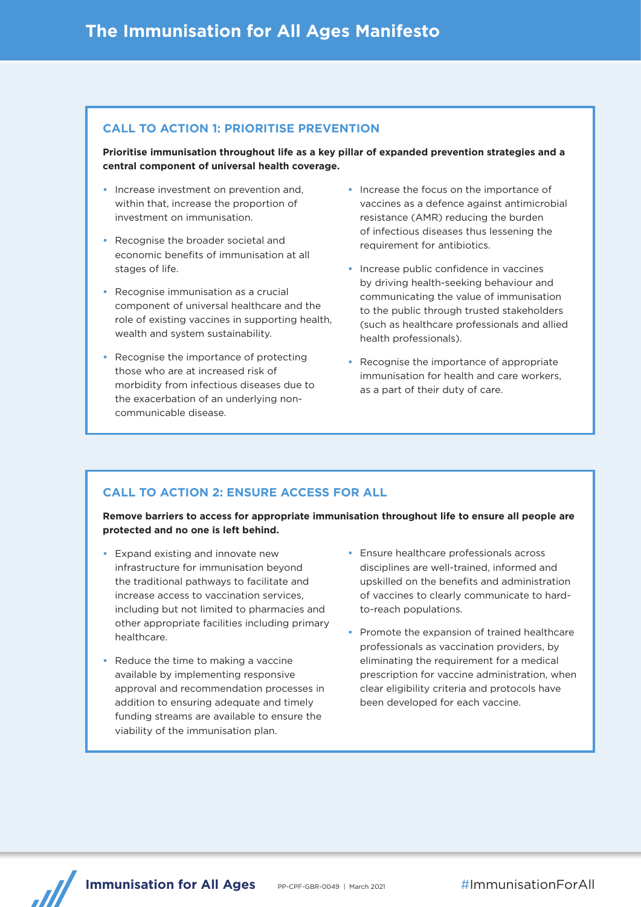# The Immunisation for All Ages Manifesto

## CALL TO ACTION 1: PRIORITISE PREVENTION

**Prioritise immunisation throughout life as a key pillar of expanded prevention strategies and a central component of universal health coverage.**

- Increase investment on prevention and, within that, increase the proportion of investment on immunisation.
- Recognise the broader societal and economic benefits of immunisation at all stages of life.
- Recognise immunisation as a crucial component of universal healthcare and the role of existing vaccines in supporting health, wealth and system sustainability.
- Recognise the importance of protecting those who are at increased risk of morbidity from infectious diseases due to the exacerbation of an underlying non-communicable disease.
- Increase the focus on the importance of vaccines as a defence against antimicrobial resistance (AMR) reducing the burden of infectious diseases thus lessening the requirement for antibiotics.
- Increase public confidence in vaccines by driving health-seeking behaviour and communicating the value of immunisation to the public through trusted stakeholders (such as healthcare professionals and allied health professionals).
- Recognise the importance of appropriate immunisation for health and care workers, as a part of their duty of care.

## CALL TO ACTION 2: ENSURE ACCESS FOR ALL

**Remove barriers to access for appropriate immunisation throughout life to ensure all people are protected and no one is left behind.**

- Expand existing and innovate new infrastructure for immunisation beyond the traditional pathways to facilitate and increase access to vaccination services, including but not limited to pharmacies and other appropriate facilities including primary healthcare.
- Reduce the time to making a vaccine available by implementing responsive approval and recommendation processes in addition to ensuring adequate and timely funding streams are available to ensure the viability of the immunisation plan.
- Ensure healthcare professionals across disciplines are well-trained, informed and upskilled on the benefits and administration of vaccines to clearly communicate to hard-to-reach populations.
- Promote the expansion of trained healthcare professionals as vaccination providers, by eliminating the requirement for a medical prescription for vaccine administration, when clear eligibility criteria and protocols have been developed for each vaccine.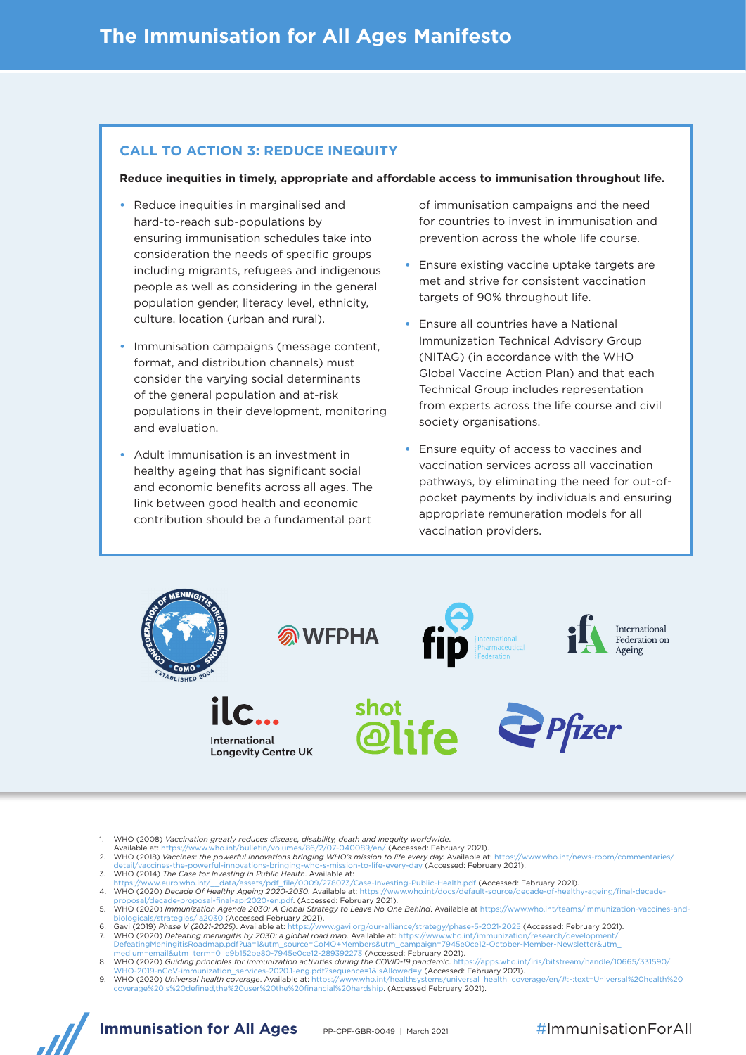# The Immunisation for All Ages Manifesto

## CALL TO ACTION 3: REDUCE INEQUITY

**Reduce inequities in timely, appropriate and affordable access to immunisation throughout life.**

- Reduce inequities in marginalised and hard-to-reach sub-populations by ensuring immunisation schedules take into consideration the needs of specific groups including migrants, refugees and indigenous people as well as considering in the general population gender, literacy level, ethnicity, culture, location (urban and rural).
- Immunisation campaigns (message content, format, and distribution channels) must consider the varying social determinants of the general population and at-risk populations in their development, monitoring and evaluation.
- Adult immunisation is an investment in healthy ageing that has significant social and economic benefits across all ages. The link between good health and economic contribution should be a fundamental part of immunisation campaigns and the need for countries to invest in immunisation and prevention across the whole life course.
- Ensure existing vaccine uptake targets are met and strive for consistent vaccination targets of 90% throughout life.
- Ensure all countries have a National Immunization Technical Advisory Group (NITAG) (in accordance with the WHO Global Vaccine Action Plan) and that each Technical Group includes representation from experts across the life course and civil society organisations.
- Ensure equity of access to vaccines and vaccination services across all vaccination pathways, by eliminating the need for out-of-pocket payments by individuals and ensuring appropriate remuneration models for all vaccination providers.

CONFEDERATION OF MENINGITIS ORGANISATIONS – CoMO – ESTABLISHED 2004

WFPHA

fip International Pharmaceutical Federation

International Federation on Ageing

ilc... International Longevity Centre UK

shot@life

Pfizer

1. WHO (2008) *Vaccination greatly reduces disease, disability, death and inequity worldwide.* Available at: https://www.who.int/bulletin/volumes/86/2/07-040089/en/ (Accessed: February 2021).
2. WHO (2018) *Vaccines: the powerful innovations bringing WHO's mission to life every day.* Available at: https://www.who.int/news-room/commentaries/detail/vaccines-the-powerful-innovations-bringing-who-s-mission-to-life-every-day (Accessed: February 2021).
3. WHO (2014) *The Case for Investing in Public Health.* Available at: https://www.euro.who.int/__data/assets/pdf_file/0009/278073/Case-Investing-Public-Health.pdf (Accessed: February 2021).
4. WHO (2020) *Decade Of Healthy Ageing 2020-2030.* Available at: https://www.who.int/docs/default-source/decade-of-healthy-ageing/final-decade-proposal/decade-proposal-final-apr2020-en.pdf. (Accessed: February 2021).
5. WHO (2020) *Immunization Agenda 2030: A Global Strategy to Leave No One Behind.* Available at https://www.who.int/teams/immunization-vaccines-and-biologicals/strategies/ia2030 (Accessed February 2021).
6. Gavi (2019) *Phase V (2021-2025).* Available at: https://www.gavi.org/our-alliance/strategy/phase-5-2021-2025 (Accessed: February 2021).
7. WHO (2020) *Defeating meningitis by 2030: a global road map.* Available at: https://www.who.int/immunization/research/development/DefeatingMeningitisRoadmap.pdf?ua=1&utm_source=CoMO+Members&utm_campaign=7945e0ce12-October-Member-Newsletter&utm_medium=email&utm_term=0_e9b152be80-7945e0ce12-289392273 (Accessed: February 2021).
8. WHO (2020) *Guiding principles for immunization activities during the COVID-19 pandemic.* https://apps.who.int/iris/bitstream/handle/10665/331590/WHO-2019-nCoV-immunization_services-2020.1-eng.pdf?sequence=1&isAllowed=y (Accessed: February 2021).
9. WHO (2020) *Universal health coverage.* Available at: https://www.who.int/healthsystems/universal_health_coverage/en/#:~:text=Universal%20health%20coverage%20is%20defined,the%20user%20the%20financial%20hardship. (Accessed February 2021).

**Immunisation for All Ages** PP-CPF-GBR-0049 | March 2021 #ImmunisationForAll